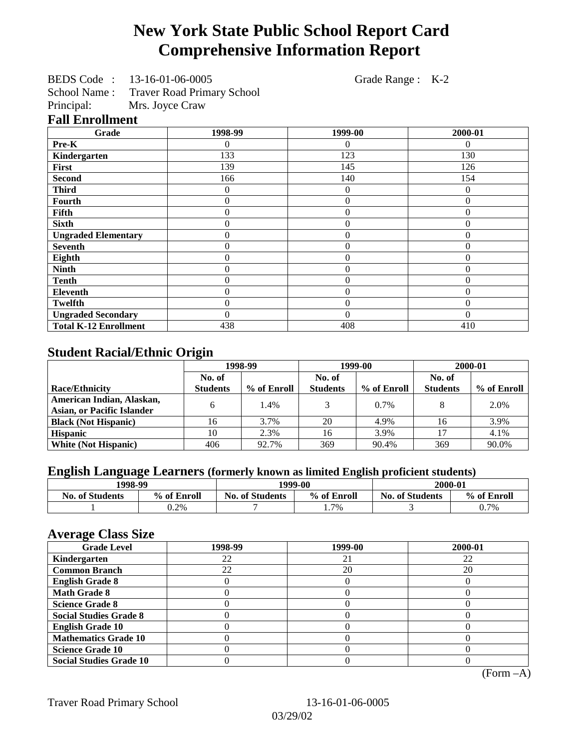# New York State Public School Report Card
# Comprehensive Information Report

BEDS Code : 13-16-01-06-0005 Grade Range : K-2
School Name : Traver Road Primary School
Principal: Mrs. Joyce Craw

## Fall Enrollment

| Grade | 1998-99 | 1999-00 | 2000-01 |
|---|---|---|---|
| **Pre-K** | 0 | 0 | 0 |
| **Kindergarten** | 133 | 123 | 130 |
| **First** | 139 | 145 | 126 |
| **Second** | 166 | 140 | 154 |
| **Third** | 0 | 0 | 0 |
| **Fourth** | 0 | 0 | 0 |
| **Fifth** | 0 | 0 | 0 |
| **Sixth** | 0 | 0 | 0 |
| **Ungraded Elementary** | 0 | 0 | 0 |
| **Seventh** | 0 | 0 | 0 |
| **Eighth** | 0 | 0 | 0 |
| **Ninth** | 0 | 0 | 0 |
| **Tenth** | 0 | 0 | 0 |
| **Eleventh** | 0 | 0 | 0 |
| **Twelfth** | 0 | 0 | 0 |
| **Ungraded Secondary** | 0 | 0 | 0 |
| **Total K-12 Enrollment** | 438 | 408 | 410 |

## Student Racial/Ethnic Origin

| | 1998-99 | | 1999-00 | | 2000-01 | |
|---|---|---|---|---|---|---|
| **Race/Ethnicity** | **No. of Students** | **% of Enroll** | **No. of Students** | **% of Enroll** | **No. of Students** | **% of Enroll** |
| **American Indian, Alaskan, Asian, or Pacific Islander** | 6 | 1.4% | 3 | 0.7% | 8 | 2.0% |
| **Black (Not Hispanic)** | 16 | 3.7% | 20 | 4.9% | 16 | 3.9% |
| **Hispanic** | 10 | 2.3% | 16 | 3.9% | 17 | 4.1% |
| **White (Not Hispanic)** | 406 | 92.7% | 369 | 90.4% | 369 | 90.0% |

## English Language Learners (formerly known as limited English proficient students)

| 1998-99 | | 1999-00 | | 2000-01 | |
|---|---|---|---|---|---|
| **No. of Students** | **% of Enroll** | **No. of Students** | **% of Enroll** | **No. of Students** | **% of Enroll** |
| 1 | 0.2% | 7 | 1.7% | 3 | 0.7% |

## Average Class Size

| Grade Level | 1998-99 | 1999-00 | 2000-01 |
|---|---|---|---|
| **Kindergarten** | 22 | 21 | 22 |
| **Common Branch** | 22 | 20 | 20 |
| **English Grade 8** | 0 | 0 | 0 |
| **Math Grade 8** | 0 | 0 | 0 |
| **Science Grade 8** | 0 | 0 | 0 |
| **Social Studies Grade 8** | 0 | 0 | 0 |
| **English Grade 10** | 0 | 0 | 0 |
| **Mathematics Grade 10** | 0 | 0 | 0 |
| **Science Grade 10** | 0 | 0 | 0 |
| **Social Studies Grade 10** | 0 | 0 | 0 |

(Form –A)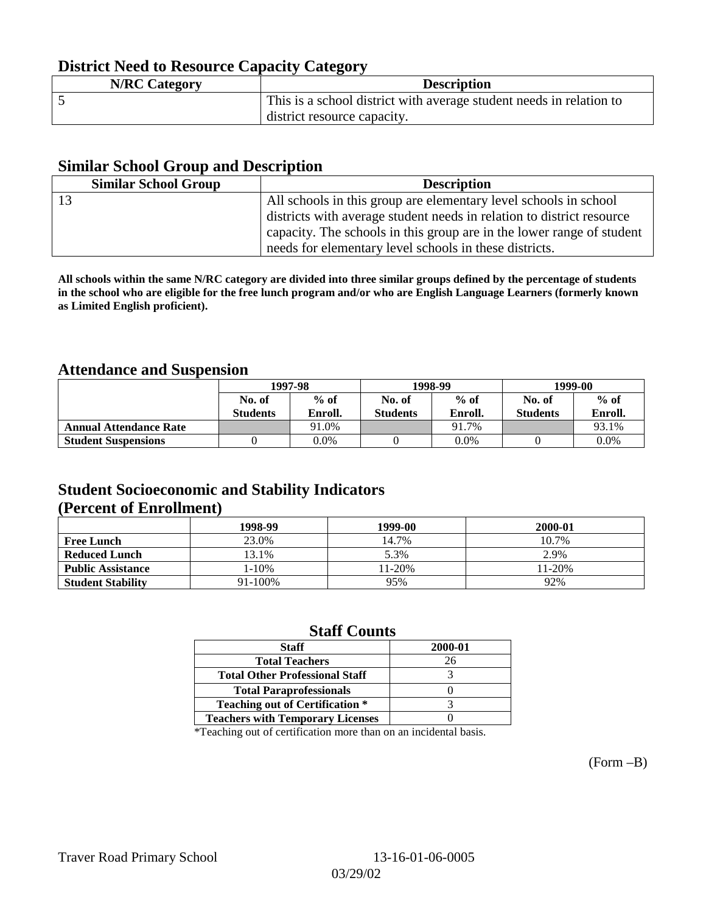## District Need to Resource Capacity Category

| N/RC Category | Description |
|---|---|
| 5 | This is a school district with average student needs in relation to district resource capacity. |

## Similar School Group and Description

| Similar School Group | Description |
|---|---|
| 13 | All schools in this group are elementary level schools in school districts with average student needs in relation to district resource capacity. The schools in this group are in the lower range of student needs for elementary level schools in these districts. |

**All schools within the same N/RC category are divided into three similar groups defined by the percentage of students in the school who are eligible for the free lunch program and/or who are English Language Learners (formerly known as Limited English proficient).**

## Attendance and Suspension

| | 1997-98 | | 1998-99 | | 1999-00 | |
|---|---|---|---|---|---|---|
| | No. of Students | % of Enroll. | No. of Students | % of Enroll. | No. of Students | % of Enroll. |
| **Annual Attendance Rate** | | 91.0% | | 91.7% | | 93.1% |
| **Student Suspensions** | 0 | 0.0% | 0 | 0.0% | 0 | 0.0% |

## Student Socioeconomic and Stability Indicators (Percent of Enrollment)

| | 1998-99 | 1999-00 | 2000-01 |
|---|---|---|---|
| **Free Lunch** | 23.0% | 14.7% | 10.7% |
| **Reduced Lunch** | 13.1% | 5.3% | 2.9% |
| **Public Assistance** | 1-10% | 11-20% | 11-20% |
| **Student Stability** | 91-100% | 95% | 92% |

## Staff Counts

| Staff | 2000-01 |
|---|---|
| Total Teachers | 26 |
| Total Other Professional Staff | 3 |
| Total Paraprofessionals | 0 |
| Teaching out of Certification * | 3 |
| Teachers with Temporary Licenses | 0 |

*Teaching out of certification more than on an incidental basis.

(Form –B)

Traver Road Primary School 13-16-01-06-0005

03/29/02